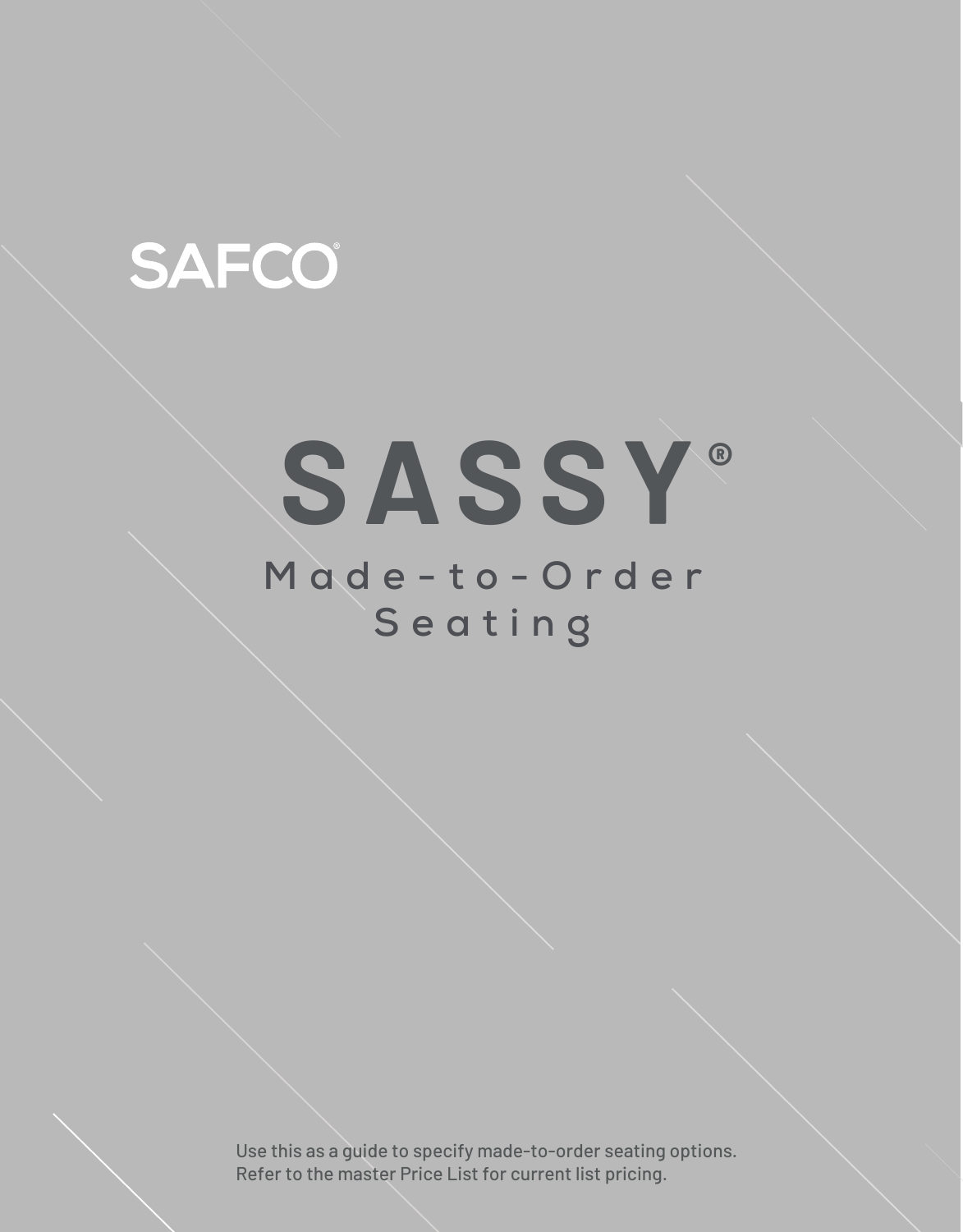SAFCO®

# SASSY®

## Made-to-Order Seating

Use this as a guide to specify made-to-order seating options.
Refer to the master Price List for current list pricing.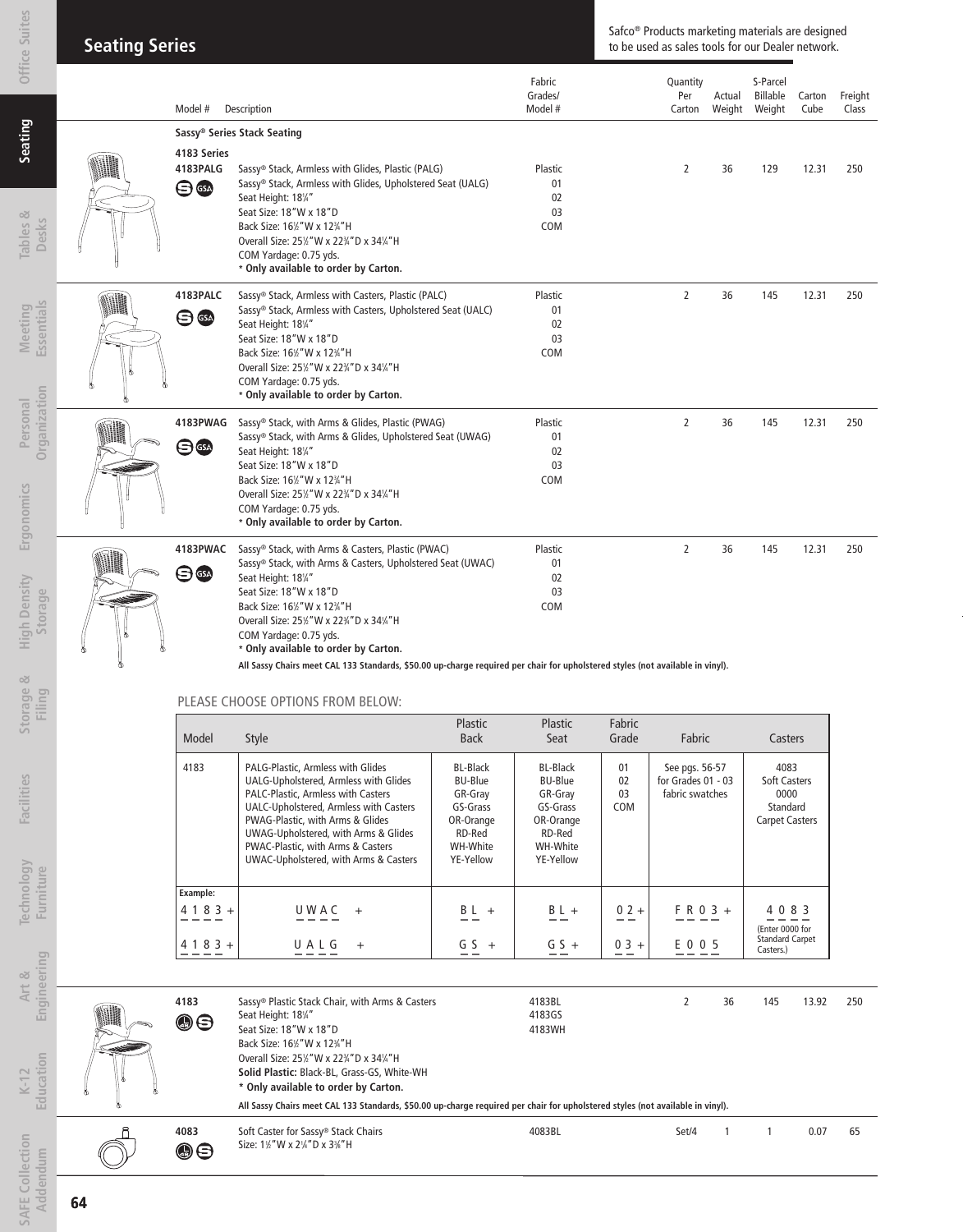## Seating Series

Safco® Products marketing materials are designed to be used as sales tools for our Dealer network.

| Model # | Description | Fabric Grades/ Model # | Quantity Per Carton | Actual Weight | S-Parcel Billable Weight | Carton Cube | Freight Class |
|---|---|---|---|---|---|---|---|
| **Sassy® Series Stack Seating** | | | | | | | |
| **4183 Series** | | | | | | | |
| **4183PALG** | Sassy® Stack, Armless with Glides, Plastic (PALG)<br>Sassy® Stack, Armless with Glides, Upholstered Seat (UALG)<br>Seat Height: 18¼"<br>Seat Size: 18"W x 18"D<br>Back Size: 16½"W x 12¾"H<br>Overall Size: 25½"W x 22¾"D x 34¼"H<br>COM Yardage: 0.75 yds.<br>**\* Only available to order by Carton.** | Plastic<br>01<br>02<br>03<br>COM | 2 | 36 | 129 | 12.31 | 250 |
| **4183PALC** | Sassy® Stack, Armless with Casters, Plastic (PALC)<br>Sassy® Stack, Armless with Casters, Upholstered Seat (UALC)<br>Seat Height: 18¼"<br>Seat Size: 18"W x 18"D<br>Back Size: 16½"W x 12¾"H<br>Overall Size: 25½"W x 22¾"D x 34¼"H<br>COM Yardage: 0.75 yds.<br>**\* Only available to order by Carton.** | Plastic<br>01<br>02<br>03<br>COM | 2 | 36 | 145 | 12.31 | 250 |
| **4183PWAG** | Sassy® Stack, with Arms & Glides, Plastic (PWAG)<br>Sassy® Stack, with Arms & Glides, Upholstered Seat (UWAG)<br>Seat Height: 18¼"<br>Seat Size: 18"W x 18"D<br>Back Size: 16½"W x 12¾"H<br>Overall Size: 25½"W x 22¾"D x 34¼"H<br>COM Yardage: 0.75 yds.<br>**\* Only available to order by Carton.** | Plastic<br>01<br>02<br>03<br>COM | 2 | 36 | 145 | 12.31 | 250 |
| **4183PWAC** | Sassy® Stack, with Arms & Casters, Plastic (PWAC)<br>Sassy® Stack, with Arms & Casters, Upholstered Seat (UWAC)<br>Seat Height: 18¼"<br>Seat Size: 18"W x 18"D<br>Back Size: 16½"W x 12¾"H<br>Overall Size: 25½"W x 22¾"D x 34¼"H<br>COM Yardage: 0.75 yds.<br>**\* Only available to order by Carton.** | Plastic<br>01<br>02<br>03<br>COM | 2 | 36 | 145 | 12.31 | 250 |

**All Sassy Chairs meet CAL 133 Standards, $50.00 up-charge required per chair for upholstered styles (not available in vinyl).**

PLEASE CHOOSE OPTIONS FROM BELOW:

| Model | Style | Plastic Back | Plastic Seat | Fabric Grade | Fabric | Casters |
|---|---|---|---|---|---|---|
| 4183 | PALG-Plastic, Armless with Glides<br>UALG-Upholstered, Armless with Glides<br>PALC-Plastic, Armless with Casters<br>UALC-Upholstered, Armless with Casters<br>PWAG-Plastic, with Arms & Glides<br>UWAG-Upholstered, with Arms & Glides<br>PWAC-Plastic, with Arms & Casters<br>UWAC-Upholstered, with Arms & Casters | BL-Black<br>BU-Blue<br>GR-Gray<br>GS-Grass<br>OR-Orange<br>RD-Red<br>WH-White<br>YE-Yellow | BL-Black<br>BU-Blue<br>GR-Gray<br>GS-Grass<br>OR-Orange<br>RD-Red<br>WH-White<br>YE-Yellow | 01<br>02<br>03<br>COM | See pgs. 56-57 for Grades 01 - 03 fabric swatches | 4083 Soft Casters<br>0000 Standard Carpet Casters |
| **Example:**<br>4183 + | UWAC + | BL + | BL + | 02 + | FR03 + | 4083 |
| 4183 + | UALG + | GS + | GS + | 03 + | E005 | (Enter 0000 for Standard Carpet Casters.) |

| Model # | Description | Fabric Grades/ Model # | Quantity Per Carton | Actual Weight | S-Parcel Billable Weight | Carton Cube | Freight Class |
|---|---|---|---|---|---|---|---|
| **4183** | Sassy® Plastic Stack Chair, with Arms & Casters<br>Seat Height: 18¼"<br>Seat Size: 18"W x 18"D<br>Back Size: 16½"W x 12¾"H<br>Overall Size: 25½"W x 22¾"D x 34¼"H<br>**Solid Plastic:** Black-BL, Grass-GS, White-WH<br>**\* Only available to order by Carton.** | 4183BL<br>4183GS<br>4183WH | 2 | 36 | 145 | 13.92 | 250 |

**All Sassy Chairs meet CAL 133 Standards, $50.00 up-charge required per chair for upholstered styles (not available in vinyl).**

| Model # | Description | Fabric Grades/ Model # | Quantity Per Carton | Actual Weight | S-Parcel Billable Weight | Carton Cube | Freight Class |
|---|---|---|---|---|---|---|---|
| **4083** | Soft Caster for Sassy® Stack Chairs<br>Size: 1½"W x 2¼"D x 3⅜"H | 4083BL | Set/4 | 1 | 1 | 0.07 | 65 |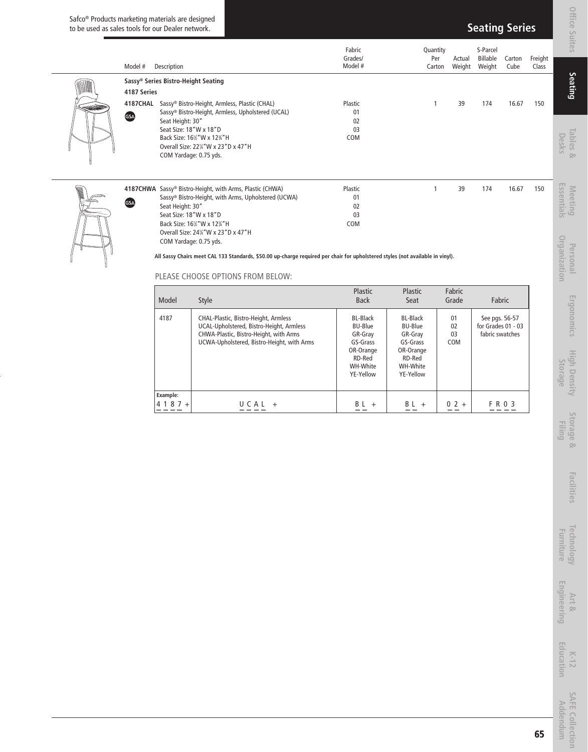Safco® Products marketing materials are designed to be used as sales tools for our Dealer network.

# Seating Series

| Model # | Description | Fabric Grades/ Model # | Quantity Per Carton | Actual Weight | S-Parcel Billable Weight | Carton Cube | Freight Class |
|---|---|---|---|---|---|---|---|
| **Sassy® Series Bistro-Height Seating** | | | | | | | |
| **4187 Series** | | | | | | | |
| **4187CHAL** GSA | Sassy® Bistro-Height, Armless, Plastic (CHAL)<br>Sassy® Bistro-Height, Armless, Upholstered (UCAL)<br>Seat Height: 30"<br>Seat Size: 18"W x 18"D<br>Back Size: 16½"W x 12¾"H<br>Overall Size: 22¼"W x 23"D x 47"H<br>COM Yardage: 0.75 yds. | Plastic<br>01<br>02<br>03<br>COM | 1 | 39 | 174 | 16.67 | 150 |
| **4187CHWA** GSA | Sassy® Bistro-Height, with Arms, Plastic (CHWA)<br>Sassy® Bistro-Height, with Arms, Upholstered (UCWA)<br>Seat Height: 30"<br>Seat Size: 18"W x 18"D<br>Back Size: 16½"W x 12¾"H<br>Overall Size: 24¼"W x 23"D x 47"H<br>COM Yardage: 0.75 yds. | Plastic<br>01<br>02<br>03<br>COM | 1 | 39 | 174 | 16.67 | 150 |

**All Sassy Chairs meet CAL 133 Standards, $50.00 up-charge required per chair for upholstered styles (not available in vinyl).**

PLEASE CHOOSE OPTIONS FROM BELOW:

| Model | Style | Plastic Back | Plastic Seat | Fabric Grade | Fabric |
|---|---|---|---|---|---|
| 4187 | CHAL-Plastic, Bistro-Height, Armless<br>UCAL-Upholstered, Bistro-Height, Armless<br>CHWA-Plastic, Bistro-Height, with Arms<br>UCWA-Upholstered, Bistro-Height, with Arms | BL-Black<br>BU-Blue<br>GR-Gray<br>GS-Grass<br>OR-Orange<br>RD-Red<br>WH-White<br>YE-Yellow | BL-Black<br>BU-Blue<br>GR-Gray<br>GS-Grass<br>OR-Orange<br>RD-Red<br>WH-White<br>YE-Yellow | 01<br>02<br>03<br>COM | See pgs. 56-57 for Grades 01 - 03 fabric swatches |
| **Example:**<br>4 1 8 7 + | U C A L + | B L + | B L + | 0 2 + | F R 0 3 |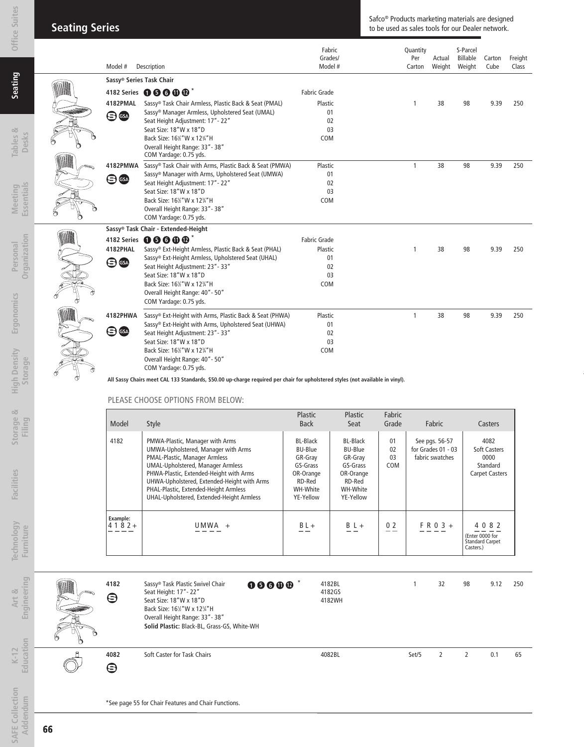## Seating Series

Safco® Products marketing materials are designed to be used as sales tools for our Dealer network.

| Model # | Description | Fabric Grades/ Model # | Quantity Per Carton | Actual Weight | S-Parcel Billable Weight | Carton Cube | Freight Class |
|---|---|---|---|---|---|---|---|
| **Sassy® Series Task Chair** | | | | | | | |
| **4182 Series** ❶❺❻⓫⓬ * | | Fabric Grade | | | | | |
| **4182PMAL** | Sassy® Task Chair Armless, Plastic Back & Seat (PMAL)<br>Sassy® Manager Armless, Upholstered Seat (UMAL)<br>Seat Height Adjustment: 17"- 22"<br>Seat Size: 18"W x 18"D<br>Back Size: 16½"W x 12¾"H<br>Overall Height Range: 33"- 38"<br>COM Yardage: 0.75 yds. | Plastic<br>01<br>02<br>03<br>COM | 1 | 38 | 98 | 9.39 | 250 |
| **4182PMWA** | Sassy® Task Chair with Arms, Plastic Back & Seat (PMWA)<br>Sassy® Manager with Arms, Upholstered Seat (UMWA)<br>Seat Height Adjustment: 17"- 22"<br>Seat Size: 18"W x 18"D<br>Back Size: 16½"W x 12¾"H<br>Overall Height Range: 33"- 38"<br>COM Yardage: 0.75 yds. | Plastic<br>01<br>02<br>03<br>COM | 1 | 38 | 98 | 9.39 | 250 |
| **Sassy® Task Chair - Extended-Height** | | | | | | | |
| **4182 Series** ❶❺❻⓫⓬ * | | Fabric Grade | | | | | |
| **4182PHAL** | Sassy® Ext-Height Armless, Plastic Back & Seat (PHAL)<br>Sassy® Ext-Height Armless, Upholstered Seat (UHAL)<br>Seat Height Adjustment: 23"- 33"<br>Seat Size: 18"W x 18"D<br>Back Size: 16½"W x 12¾"H<br>Overall Height Range: 40"- 50"<br>COM Yardage: 0.75 yds. | Plastic<br>01<br>02<br>03<br>COM | 1 | 38 | 98 | 9.39 | 250 |
| **4182PHWA** | Sassy® Ext-Height with Arms, Plastic Back & Seat (PHWA)<br>Sassy® Ext-Height with Arms, Upholstered Seat (UHWA)<br>Seat Height Adjustment: 23"- 33"<br>Seat Size: 18"W x 18"D<br>Back Size: 16½"W x 12¾"H<br>Overall Height Range: 40"- 50"<br>COM Yardage: 0.75 yds. | Plastic<br>01<br>02<br>03<br>COM | 1 | 38 | 98 | 9.39 | 250 |

**All Sassy Chairs meet CAL 133 Standards, $50.00 up-charge required per chair for upholstered styles (not available in vinyl).**

PLEASE CHOOSE OPTIONS FROM BELOW:

| Model | Style | Plastic Back | Plastic Seat | Fabric Grade | Fabric | Casters |
|---|---|---|---|---|---|---|
| 4182 | PMWA-Plastic, Manager with Arms<br>UMWA-Upholstered, Manager with Arms<br>PMAL-Plastic, Manager Armless<br>UMAL-Upholstered, Manager Armless<br>PHWA-Plastic, Extended-Height with Arms<br>UHWA-Upholstered, Extended-Height with Arms<br>PHAL-Plastic, Extended-Height Armless<br>UHAL-Upholstered, Extended-Height Armless | BL-Black<br>BU-Blue<br>GR-Gray<br>GS-Grass<br>OR-Orange<br>RD-Red<br>WH-White<br>YE-Yellow | BL-Black<br>BU-Blue<br>GR-Gray<br>GS-Grass<br>OR-Orange<br>RD-Red<br>WH-White<br>YE-Yellow | 01<br>02<br>03<br>COM | See pgs. 56-57 for Grades 01 - 03 fabric swatches | 4082 Soft Casters<br>0000 Standard Carpet Casters |
| Example:<br>4 1 8 2 + | U M W A + | B L + | B L + | 0 2 | F R 0 3 + | 4 0 8 2<br>(Enter 0000 for Standard Carpet Casters.) |

| Model # | Description | Fabric Grades/ Model # | Quantity Per Carton | Actual Weight | S-Parcel Billable Weight | Carton Cube | Freight Class |
|---|---|---|---|---|---|---|---|
| **4182** | Sassy® Task Plastic Swivel Chair ❶❺❻⓫⓬ *<br>Seat Height: 17"- 22"<br>Seat Size: 18"W x 18"D<br>Back Size: 16½"W x 12¾"H<br>Overall Height Range: 33"- 38"<br>**Solid Plastic:** Black-BL, Grass-GS, White-WH | 4182BL<br>4182GS<br>4182WH | 1 | 32 | 98 | 9.12 | 250 |
| **4082** | Soft Caster for Task Chairs | 4082BL | Set/5 | 2 | 2 | 0.1 | 65 |

*See page 55 for Chair Features and Chair Functions.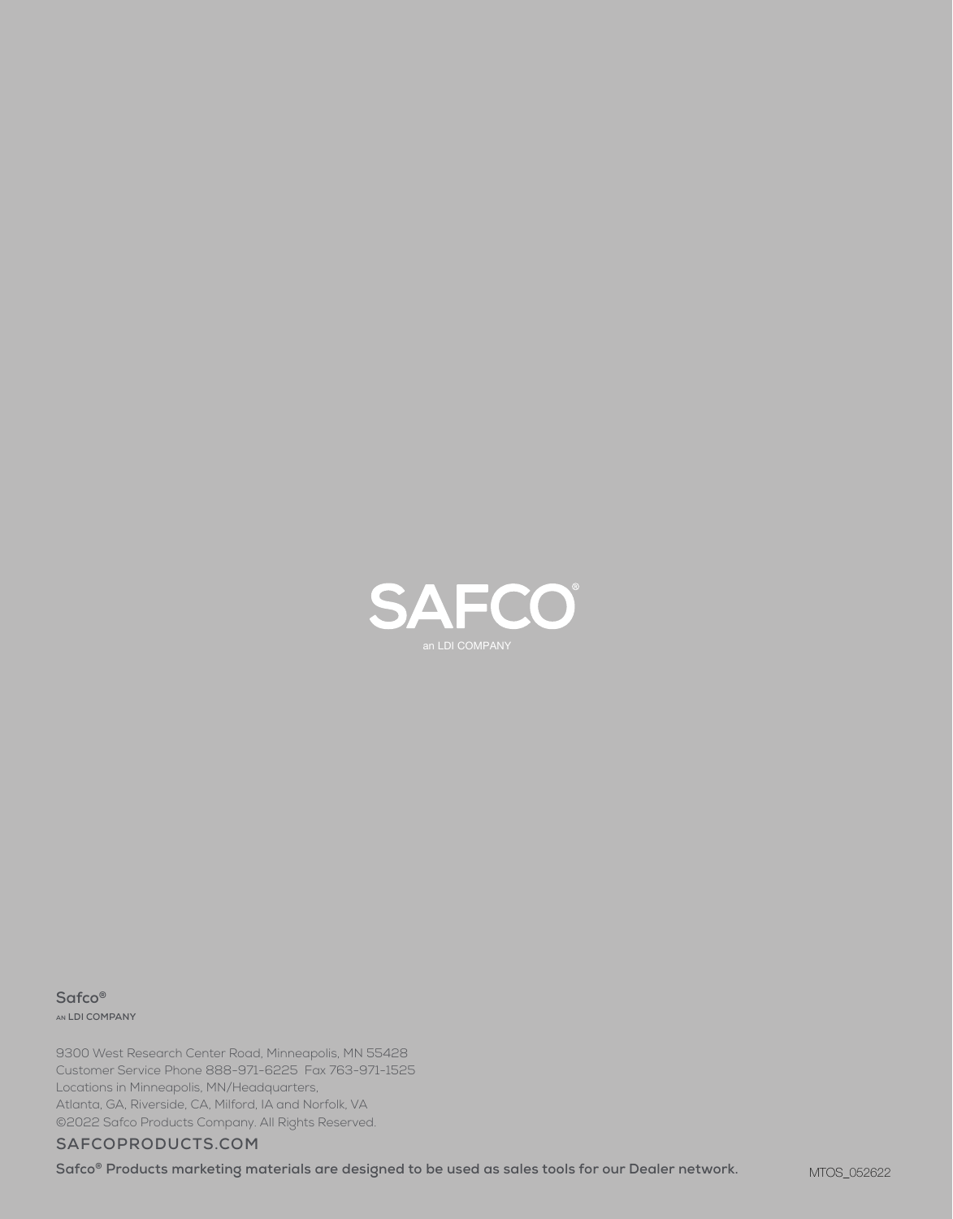SAFCO®

an LDI COMPANY

**Safco®**
**AN LDI COMPANY**

9300 West Research Center Road, Minneapolis, MN 55428
Customer Service Phone 888-971-6225 Fax 763-971-1525
Locations in Minneapolis, MN/Headquarters,
Atlanta, GA, Riverside, CA, Milford, IA and Norfolk, VA
©2022 Safco Products Company. All Rights Reserved.

**SAFCOPRODUCTS.COM**

**Safco® Products marketing materials are designed to be used as sales tools for our Dealer network.**

MTOS_052622